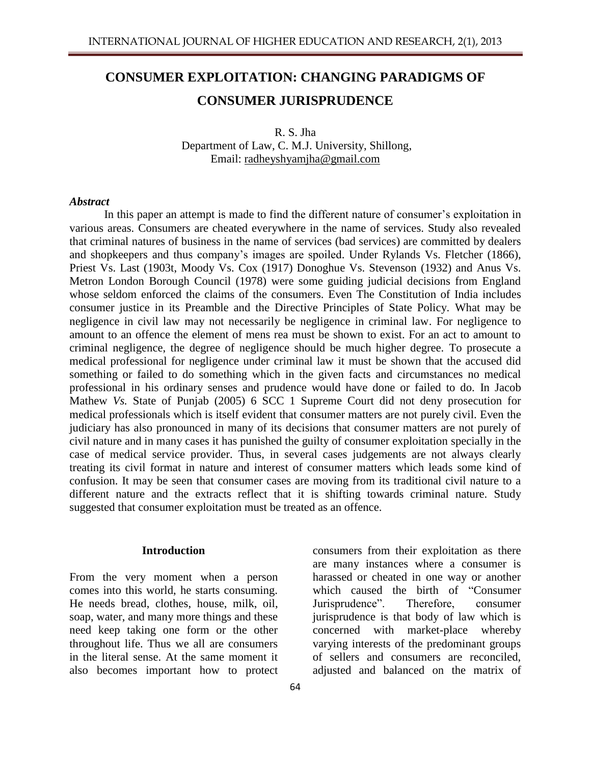# CONSUMER EXPLOITATION: CHANGING PARADIGMS OF CONSUMER JURISPRUDENCE

R. S. Jha
Department of Law, C. M.J. University, Shillong,
Email: radheyshyamjha@gmail.com

### *Abstract*

In this paper an attempt is made to find the different nature of consumer's exploitation in various areas. Consumers are cheated everywhere in the name of services. Study also revealed that criminal natures of business in the name of services (bad services) are committed by dealers and shopkeepers and thus company's images are spoiled. Under Rylands Vs. Fletcher (1866), Priest Vs. Last (1903t, Moody Vs. Cox (1917) Donoghue Vs. Stevenson (1932) and Anus Vs. Metron London Borough Council (1978) were some guiding judicial decisions from England whose seldom enforced the claims of the consumers. Even The Constitution of India includes consumer justice in its Preamble and the Directive Principles of State Policy. What may be negligence in civil law may not necessarily be negligence in criminal law. For negligence to amount to an offence the element of mens rea must be shown to exist. For an act to amount to criminal negligence, the degree of negligence should be much higher degree. To prosecute a medical professional for negligence under criminal law it must be shown that the accused did something or failed to do something which in the given facts and circumstances no medical professional in his ordinary senses and prudence would have done or failed to do. In Jacob Mathew *Vs.* State of Punjab (2005) 6 SCC 1 Supreme Court did not deny prosecution for medical professionals which is itself evident that consumer matters are not purely civil. Even the judiciary has also pronounced in many of its decisions that consumer matters are not purely of civil nature and in many cases it has punished the guilty of consumer exploitation specially in the case of medical service provider. Thus, in several cases judgements are not always clearly treating its civil format in nature and interest of consumer matters which leads some kind of confusion. It may be seen that consumer cases are moving from its traditional civil nature to a different nature and the extracts reflect that it is shifting towards criminal nature. Study suggested that consumer exploitation must be treated as an offence.

## Introduction

From the very moment when a person comes into this world, he starts consuming. He needs bread, clothes, house, milk, oil, soap, water, and many more things and these need keep taking one form or the other throughout life. Thus we all are consumers in the literal sense. At the same moment it also becomes important how to protect consumers from their exploitation as there are many instances where a consumer is harassed or cheated in one way or another which caused the birth of "Consumer Jurisprudence". Therefore, consumer jurisprudence is that body of law which is concerned with market-place whereby varying interests of the predominant groups of sellers and consumers are reconciled, adjusted and balanced on the matrix of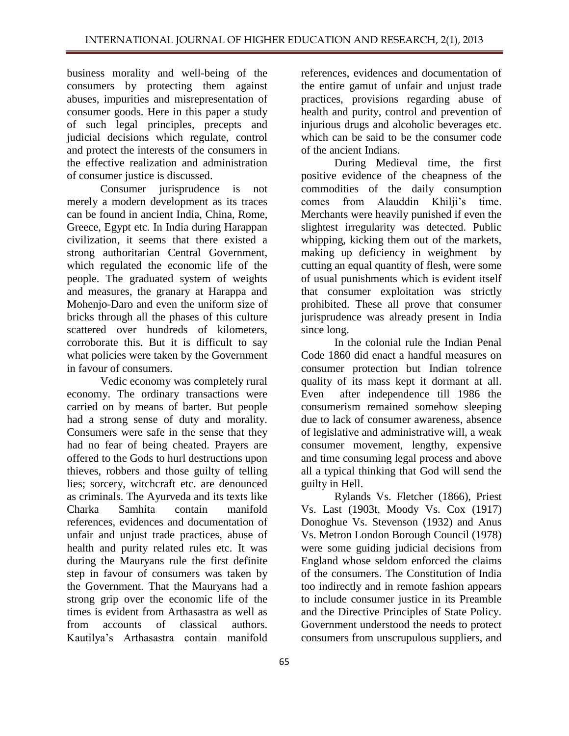business morality and well-being of the consumers by protecting them against abuses, impurities and misrepresentation of consumer goods. Here in this paper a study of such legal principles, precepts and judicial decisions which regulate, control and protect the interests of the consumers in the effective realization and administration of consumer justice is discussed.

Consumer jurisprudence is not merely a modern development as its traces can be found in ancient India, China, Rome, Greece, Egypt etc. In India during Harappan civilization, it seems that there existed a strong authoritarian Central Government, which regulated the economic life of the people. The graduated system of weights and measures, the granary at Harappa and Mohenjo-Daro and even the uniform size of bricks through all the phases of this culture scattered over hundreds of kilometers, corroborate this. But it is difficult to say what policies were taken by the Government in favour of consumers.

Vedic economy was completely rural economy. The ordinary transactions were carried on by means of barter. But people had a strong sense of duty and morality. Consumers were safe in the sense that they had no fear of being cheated. Prayers are offered to the Gods to hurl destructions upon thieves, robbers and those guilty of telling lies; sorcery, witchcraft etc. are denounced as criminals. The Ayurveda and its texts like Charka Samhita contain manifold references, evidences and documentation of unfair and unjust trade practices, abuse of health and purity related rules etc. It was during the Mauryans rule the first definite step in favour of consumers was taken by the Government. That the Mauryans had a strong grip over the economic life of the times is evident from Arthasastra as well as from accounts of classical authors. Kautilya's Arthasastra contain manifold references, evidences and documentation of the entire gamut of unfair and unjust trade practices, provisions regarding abuse of health and purity, control and prevention of injurious drugs and alcoholic beverages etc. which can be said to be the consumer code of the ancient Indians.

During Medieval time, the first positive evidence of the cheapness of the commodities of the daily consumption comes from Alauddin Khilji's time. Merchants were heavily punished if even the slightest irregularity was detected. Public whipping, kicking them out of the markets, making up deficiency in weighment by cutting an equal quantity of flesh, were some of usual punishments which is evident itself that consumer exploitation was strictly prohibited. These all prove that consumer jurisprudence was already present in India since long.

In the colonial rule the Indian Penal Code 1860 did enact a handful measures on consumer protection but Indian tolrence quality of its mass kept it dormant at all. Even after independence till 1986 the consumerism remained somehow sleeping due to lack of consumer awareness, absence of legislative and administrative will, a weak consumer movement, lengthy, expensive and time consuming legal process and above all a typical thinking that God will send the guilty in Hell.

Rylands Vs. Fletcher (1866), Priest Vs. Last (1903t, Moody Vs. Cox (1917) Donoghue Vs. Stevenson (1932) and Anus Vs. Metron London Borough Council (1978) were some guiding judicial decisions from England whose seldom enforced the claims of the consumers. The Constitution of India too indirectly and in remote fashion appears to include consumer justice in its Preamble and the Directive Principles of State Policy. Government understood the needs to protect consumers from unscrupulous suppliers, and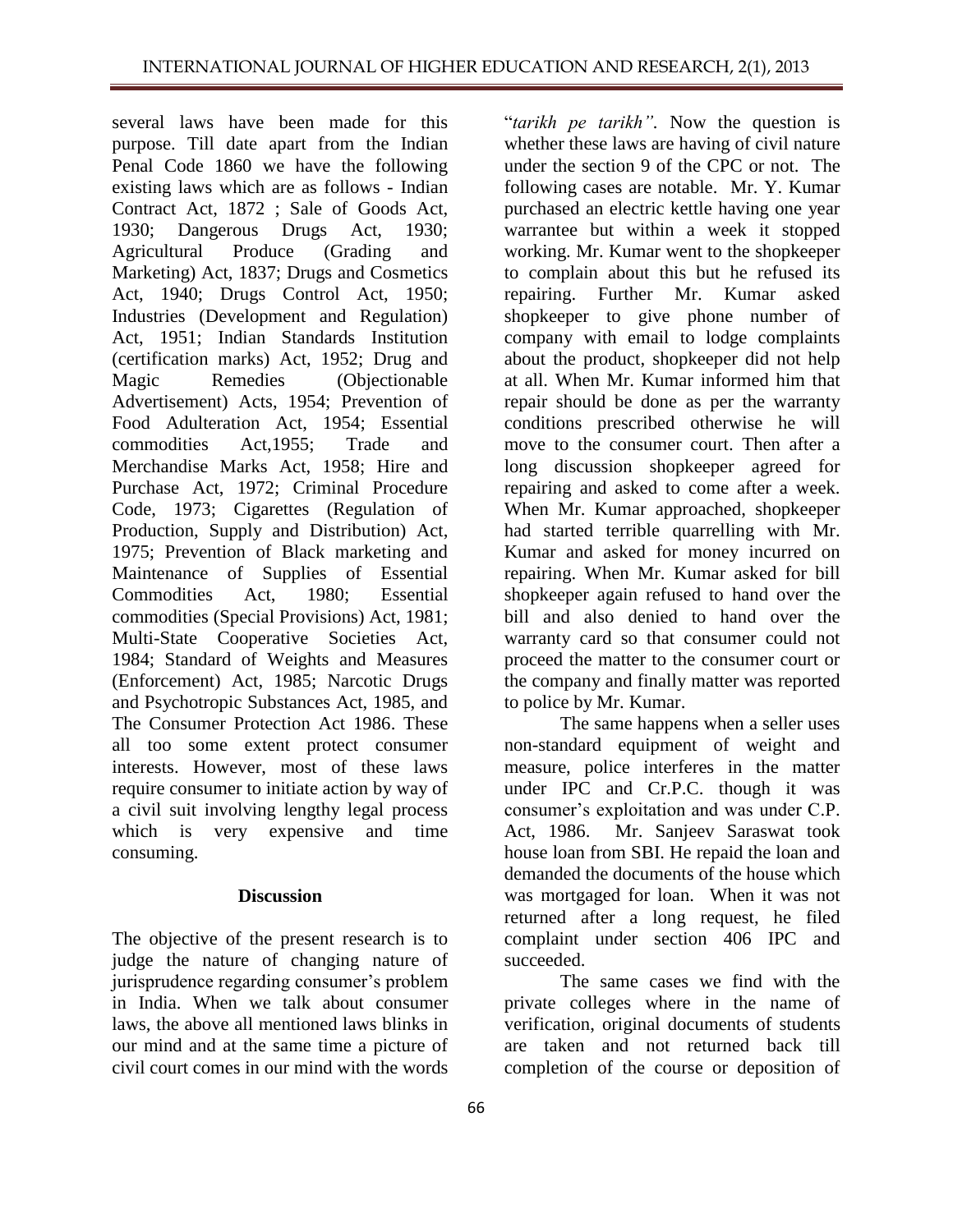several laws have been made for this purpose. Till date apart from the Indian Penal Code 1860 we have the following existing laws which are as follows - Indian Contract Act, 1872 ; Sale of Goods Act, 1930; Dangerous Drugs Act, 1930; Agricultural Produce (Grading and Marketing) Act, 1837; Drugs and Cosmetics Act, 1940; Drugs Control Act, 1950; Industries (Development and Regulation) Act, 1951; Indian Standards Institution (certification marks) Act, 1952; Drug and Magic Remedies (Objectionable Advertisement) Acts, 1954; Prevention of Food Adulteration Act, 1954; Essential commodities Act,1955; Trade and Merchandise Marks Act, 1958; Hire and Purchase Act, 1972; Criminal Procedure Code, 1973; Cigarettes (Regulation of Production, Supply and Distribution) Act, 1975; Prevention of Black marketing and Maintenance of Supplies of Essential Commodities Act, 1980; Essential commodities (Special Provisions) Act, 1981; Multi-State Cooperative Societies Act, 1984; Standard of Weights and Measures (Enforcement) Act, 1985; Narcotic Drugs and Psychotropic Substances Act, 1985, and The Consumer Protection Act 1986. These all too some extent protect consumer interests. However, most of these laws require consumer to initiate action by way of a civil suit involving lengthy legal process which is very expensive and time consuming.

## Discussion

The objective of the present research is to judge the nature of changing nature of jurisprudence regarding consumer's problem in India. When we talk about consumer laws, the above all mentioned laws blinks in our mind and at the same time a picture of civil court comes in our mind with the words "*tarikh pe tarikh"*. Now the question is whether these laws are having of civil nature under the section 9 of the CPC or not. The following cases are notable. Mr. Y. Kumar purchased an electric kettle having one year warrantee but within a week it stopped working. Mr. Kumar went to the shopkeeper to complain about this but he refused its repairing. Further Mr. Kumar asked shopkeeper to give phone number of company with email to lodge complaints about the product, shopkeeper did not help at all. When Mr. Kumar informed him that repair should be done as per the warranty conditions prescribed otherwise he will move to the consumer court. Then after a long discussion shopkeeper agreed for repairing and asked to come after a week. When Mr. Kumar approached, shopkeeper had started terrible quarrelling with Mr. Kumar and asked for money incurred on repairing. When Mr. Kumar asked for bill shopkeeper again refused to hand over the bill and also denied to hand over the warranty card so that consumer could not proceed the matter to the consumer court or the company and finally matter was reported to police by Mr. Kumar.

The same happens when a seller uses non-standard equipment of weight and measure, police interferes in the matter under IPC and Cr.P.C. though it was consumer's exploitation and was under C.P. Act, 1986. Mr. Sanjeev Saraswat took house loan from SBI. He repaid the loan and demanded the documents of the house which was mortgaged for loan. When it was not returned after a long request, he filed complaint under section 406 IPC and succeeded.

The same cases we find with the private colleges where in the name of verification, original documents of students are taken and not returned back till completion of the course or deposition of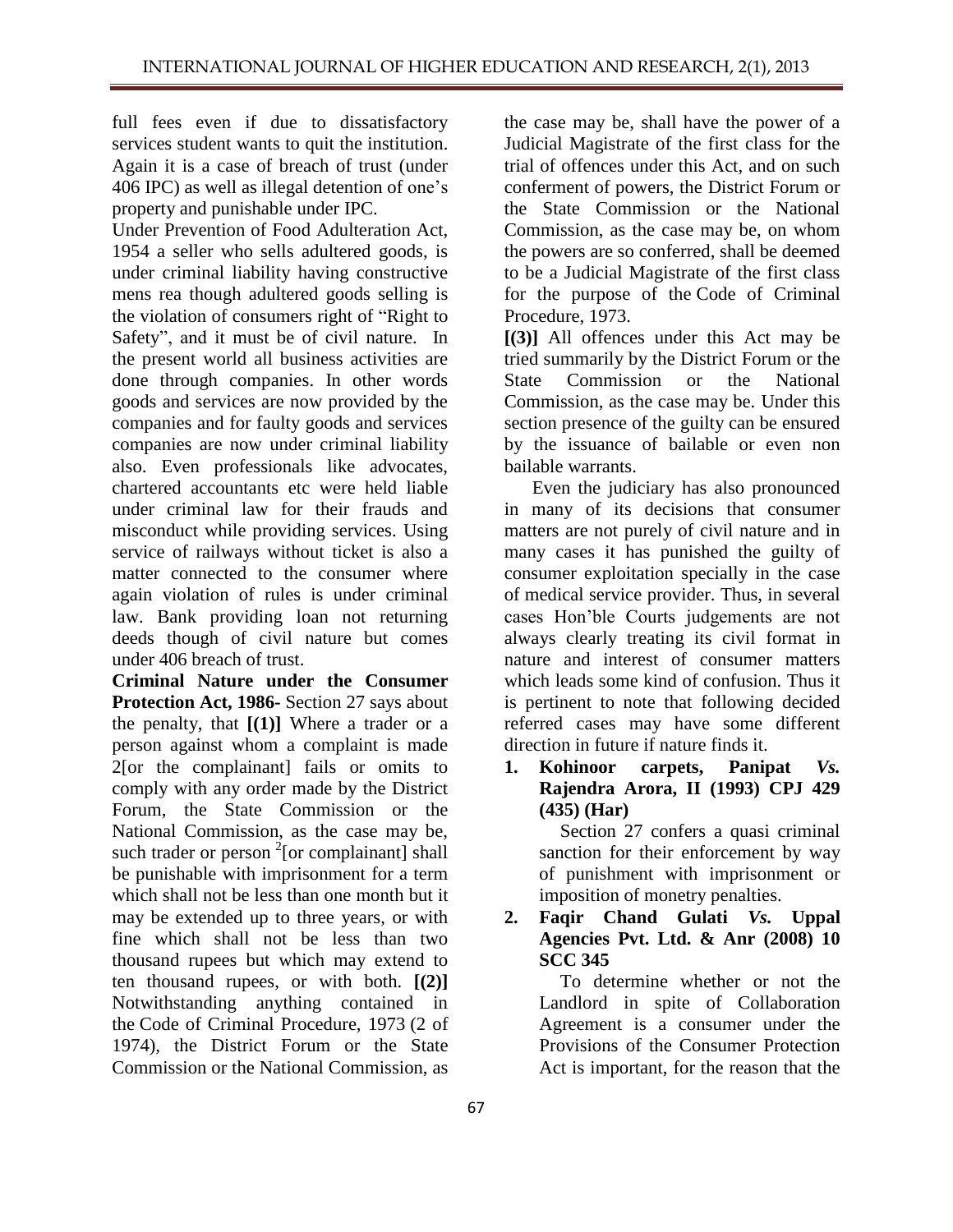full fees even if due to dissatisfactory services student wants to quit the institution. Again it is a case of breach of trust (under 406 IPC) as well as illegal detention of one's property and punishable under IPC.

Under Prevention of Food Adulteration Act, 1954 a seller who sells adultered goods, is under criminal liability having constructive mens rea though adultered goods selling is the violation of consumers right of "Right to Safety", and it must be of civil nature. In the present world all business activities are done through companies. In other words goods and services are now provided by the companies and for faulty goods and services companies are now under criminal liability also. Even professionals like advocates, chartered accountants etc were held liable under criminal law for their frauds and misconduct while providing services. Using service of railways without ticket is also a matter connected to the consumer where again violation of rules is under criminal law. Bank providing loan not returning deeds though of civil nature but comes under 406 breach of trust.

**Criminal Nature under the Consumer Protection Act, 1986-** Section 27 says about the penalty, that **[(1)]** Where a trader or a person against whom a complaint is made 2[or the complainant] fails or omits to comply with any order made by the District Forum, the State Commission or the National Commission, as the case may be, such trader or person [2][or complainant] shall be punishable with imprisonment for a term which shall not be less than one month but it may be extended up to three years, or with fine which shall not be less than two thousand rupees but which may extend to ten thousand rupees, or with both. **[(2)]** Notwithstanding anything contained in the Code of Criminal Procedure, 1973 (2 of 1974), the District Forum or the State Commission or the National Commission, as the case may be, shall have the power of a Judicial Magistrate of the first class for the trial of offences under this Act, and on such conferment of powers, the District Forum or the State Commission or the National Commission, as the case may be, on whom the powers are so conferred, shall be deemed to be a Judicial Magistrate of the first class for the purpose of the Code of Criminal Procedure, 1973.

**[(3)]** All offences under this Act may be tried summarily by the District Forum or the State Commission or the National Commission, as the case may be. Under this section presence of the guilty can be ensured by the issuance of bailable or even non bailable warrants.

Even the judiciary has also pronounced in many of its decisions that consumer matters are not purely of civil nature and in many cases it has punished the guilty of consumer exploitation specially in the case of medical service provider. Thus, in several cases Hon'ble Courts judgements are not always clearly treating its civil format in nature and interest of consumer matters which leads some kind of confusion. Thus it is pertinent to note that following decided referred cases may have some different direction in future if nature finds it.

1. **Kohinoor carpets, Panipat *Vs.* Rajendra Arora, II (1993) CPJ 429 (435) (Har)**

   Section 27 confers a quasi criminal sanction for their enforcement by way of punishment with imprisonment or imposition of monetry penalties.

2. **Faqir Chand Gulati *Vs.* Uppal Agencies Pvt. Ltd. & Anr (2008) 10 SCC 345**

   To determine whether or not the Landlord in spite of Collaboration Agreement is a consumer under the Provisions of the Consumer Protection Act is important, for the reason that the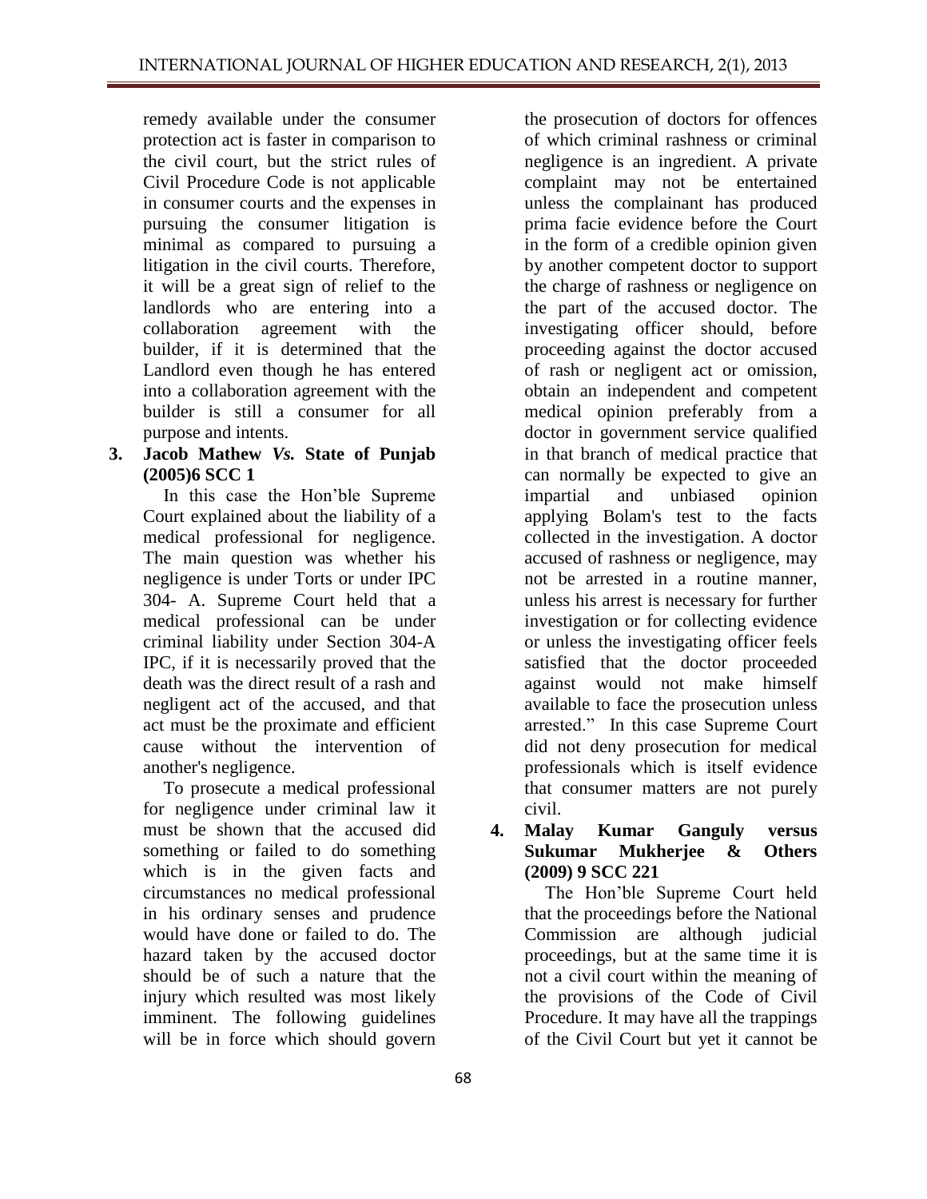remedy available under the consumer protection act is faster in comparison to the civil court, but the strict rules of Civil Procedure Code is not applicable in consumer courts and the expenses in pursuing the consumer litigation is minimal as compared to pursuing a litigation in the civil courts. Therefore, it will be a great sign of relief to the landlords who are entering into a collaboration agreement with the builder, if it is determined that the Landlord even though he has entered into a collaboration agreement with the builder is still a consumer for all purpose and intents.

**3. Jacob Mathew *Vs.* State of Punjab (2005)6 SCC 1**

In this case the Hon'ble Supreme Court explained about the liability of a medical professional for negligence. The main question was whether his negligence is under Torts or under IPC 304- A. Supreme Court held that a medical professional can be under criminal liability under Section 304-A IPC, if it is necessarily proved that the death was the direct result of a rash and negligent act of the accused, and that act must be the proximate and efficient cause without the intervention of another's negligence.

To prosecute a medical professional for negligence under criminal law it must be shown that the accused did something or failed to do something which is in the given facts and circumstances no medical professional in his ordinary senses and prudence would have done or failed to do. The hazard taken by the accused doctor should be of such a nature that the injury which resulted was most likely imminent. The following guidelines will be in force which should govern the prosecution of doctors for offences of which criminal rashness or criminal negligence is an ingredient. A private complaint may not be entertained unless the complainant has produced prima facie evidence before the Court in the form of a credible opinion given by another competent doctor to support the charge of rashness or negligence on the part of the accused doctor. The investigating officer should, before proceeding against the doctor accused of rash or negligent act or omission, obtain an independent and competent medical opinion preferably from a doctor in government service qualified in that branch of medical practice that can normally be expected to give an impartial and unbiased opinion applying Bolam's test to the facts collected in the investigation. A doctor accused of rashness or negligence, may not be arrested in a routine manner, unless his arrest is necessary for further investigation or for collecting evidence or unless the investigating officer feels satisfied that the doctor proceeded against would not make himself available to face the prosecution unless arrested." In this case Supreme Court did not deny prosecution for medical professionals which is itself evidence that consumer matters are not purely civil.

**4. Malay Kumar Ganguly versus Sukumar Mukherjee & Others (2009) 9 SCC 221**

The Hon'ble Supreme Court held that the proceedings before the National Commission are although judicial proceedings, but at the same time it is not a civil court within the meaning of the provisions of the Code of Civil Procedure. It may have all the trappings of the Civil Court but yet it cannot be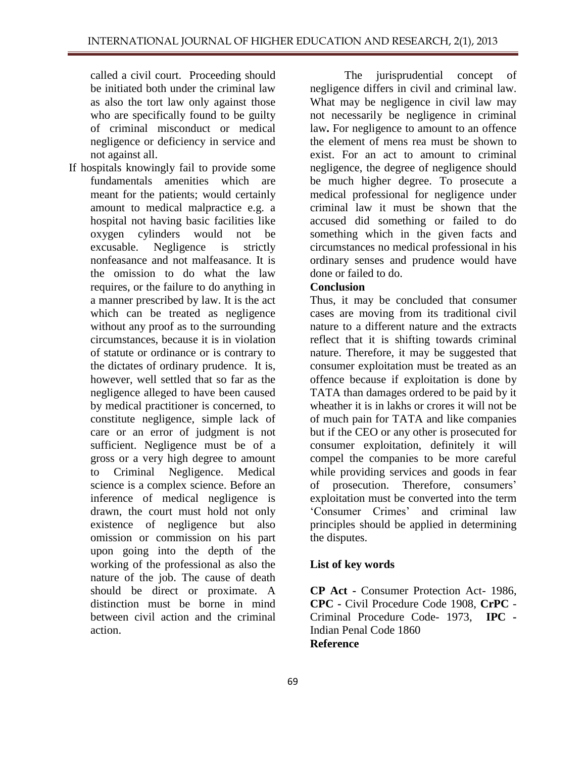called a civil court. Proceeding should be initiated both under the criminal law as also the tort law only against those who are specifically found to be guilty of criminal misconduct or medical negligence or deficiency in service and not against all.

If hospitals knowingly fail to provide some fundamentals amenities which are meant for the patients; would certainly amount to medical malpractice e.g. a hospital not having basic facilities like oxygen cylinders would not be excusable. Negligence is strictly nonfeasance and not malfeasance. It is the omission to do what the law requires, or the failure to do anything in a manner prescribed by law. It is the act which can be treated as negligence without any proof as to the surrounding circumstances, because it is in violation of statute or ordinance or is contrary to the dictates of ordinary prudence. It is, however, well settled that so far as the negligence alleged to have been caused by medical practitioner is concerned, to constitute negligence, simple lack of care or an error of judgment is not sufficient. Negligence must be of a gross or a very high degree to amount to Criminal Negligence. Medical science is a complex science. Before an inference of medical negligence is drawn, the court must hold not only existence of negligence but also omission or commission on his part upon going into the depth of the working of the professional as also the nature of the job. The cause of death should be direct or proximate. A distinction must be borne in mind between civil action and the criminal action.

The jurisprudential concept of negligence differs in civil and criminal law. What may be negligence in civil law may not necessarily be negligence in criminal law**.** For negligence to amount to an offence the element of mens rea must be shown to exist. For an act to amount to criminal negligence, the degree of negligence should be much higher degree. To prosecute a medical professional for negligence under criminal law it must be shown that the accused did something or failed to do something which in the given facts and circumstances no medical professional in his ordinary senses and prudence would have done or failed to do.

**Conclusion**

Thus, it may be concluded that consumer cases are moving from its traditional civil nature to a different nature and the extracts reflect that it is shifting towards criminal nature. Therefore, it may be suggested that consumer exploitation must be treated as an offence because if exploitation is done by TATA than damages ordered to be paid by it wheather it is in lakhs or crores it will not be of much pain for TATA and like companies but if the CEO or any other is prosecuted for consumer exploitation, definitely it will compel the companies to be more careful while providing services and goods in fear of prosecution. Therefore, consumers' exploitation must be converted into the term 'Consumer Crimes' and criminal law principles should be applied in determining the disputes.

**List of key words**

**CP Act -** Consumer Protection Act- 1986, **CPC -** Civil Procedure Code 1908, **CrPC** - Criminal Procedure Code- 1973, **IPC -** Indian Penal Code 1860

**Reference**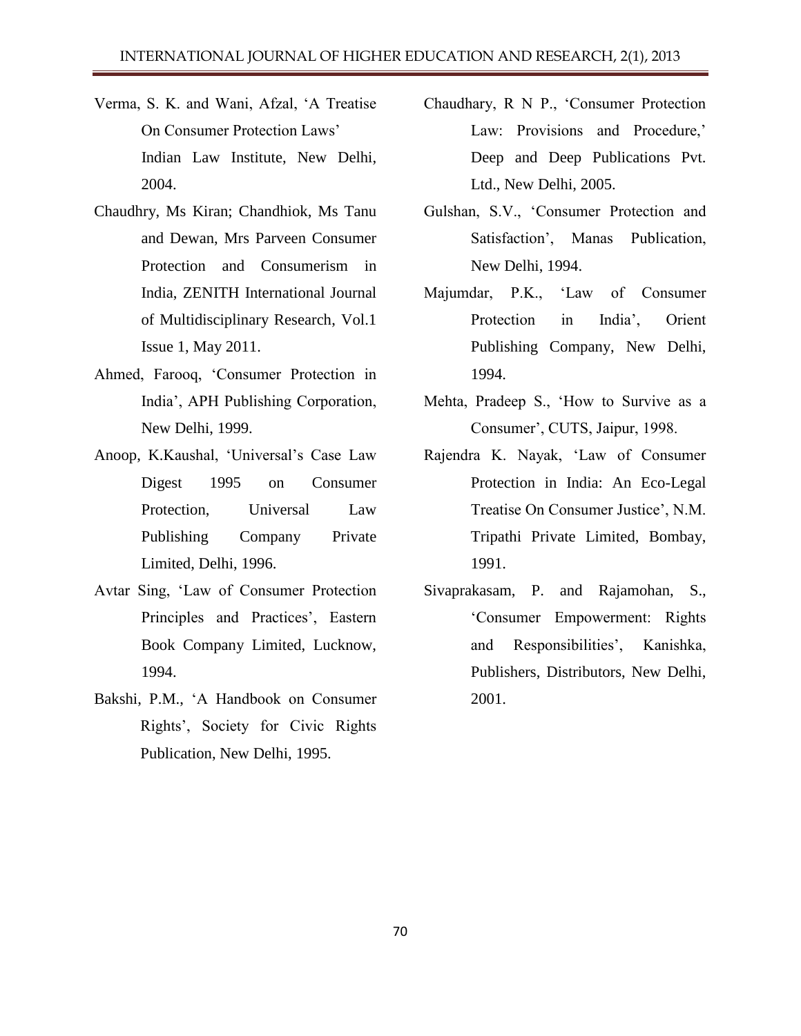Verma, S. K. and Wani, Afzal, 'A Treatise On Consumer Protection Laws' Indian Law Institute, New Delhi, 2004.

Chaudhry, Ms Kiran; Chandhiok, Ms Tanu and Dewan, Mrs Parveen Consumer Protection and Consumerism in India, ZENITH International Journal of Multidisciplinary Research, Vol.1 Issue 1, May 2011.

Ahmed, Farooq, 'Consumer Protection in India', APH Publishing Corporation, New Delhi, 1999.

Anoop, K.Kaushal, 'Universal's Case Law Digest 1995 on Consumer Protection, Universal Law Publishing Company Private Limited, Delhi, 1996.

Avtar Sing, 'Law of Consumer Protection Principles and Practices', Eastern Book Company Limited, Lucknow, 1994.

Bakshi, P.M., 'A Handbook on Consumer Rights', Society for Civic Rights Publication, New Delhi, 1995.

Chaudhary, R N P., 'Consumer Protection Law: Provisions and Procedure,' Deep and Deep Publications Pvt. Ltd., New Delhi, 2005.

Gulshan, S.V., 'Consumer Protection and Satisfaction', Manas Publication, New Delhi, 1994.

Majumdar, P.K., 'Law of Consumer Protection in India', Orient Publishing Company, New Delhi, 1994.

Mehta, Pradeep S., 'How to Survive as a Consumer', CUTS, Jaipur, 1998.

Rajendra K. Nayak, 'Law of Consumer Protection in India: An Eco-Legal Treatise On Consumer Justice', N.M. Tripathi Private Limited, Bombay, 1991.

Sivaprakasam, P. and Rajamohan, S., 'Consumer Empowerment: Rights and Responsibilities', Kanishka, Publishers, Distributors, New Delhi, 2001.